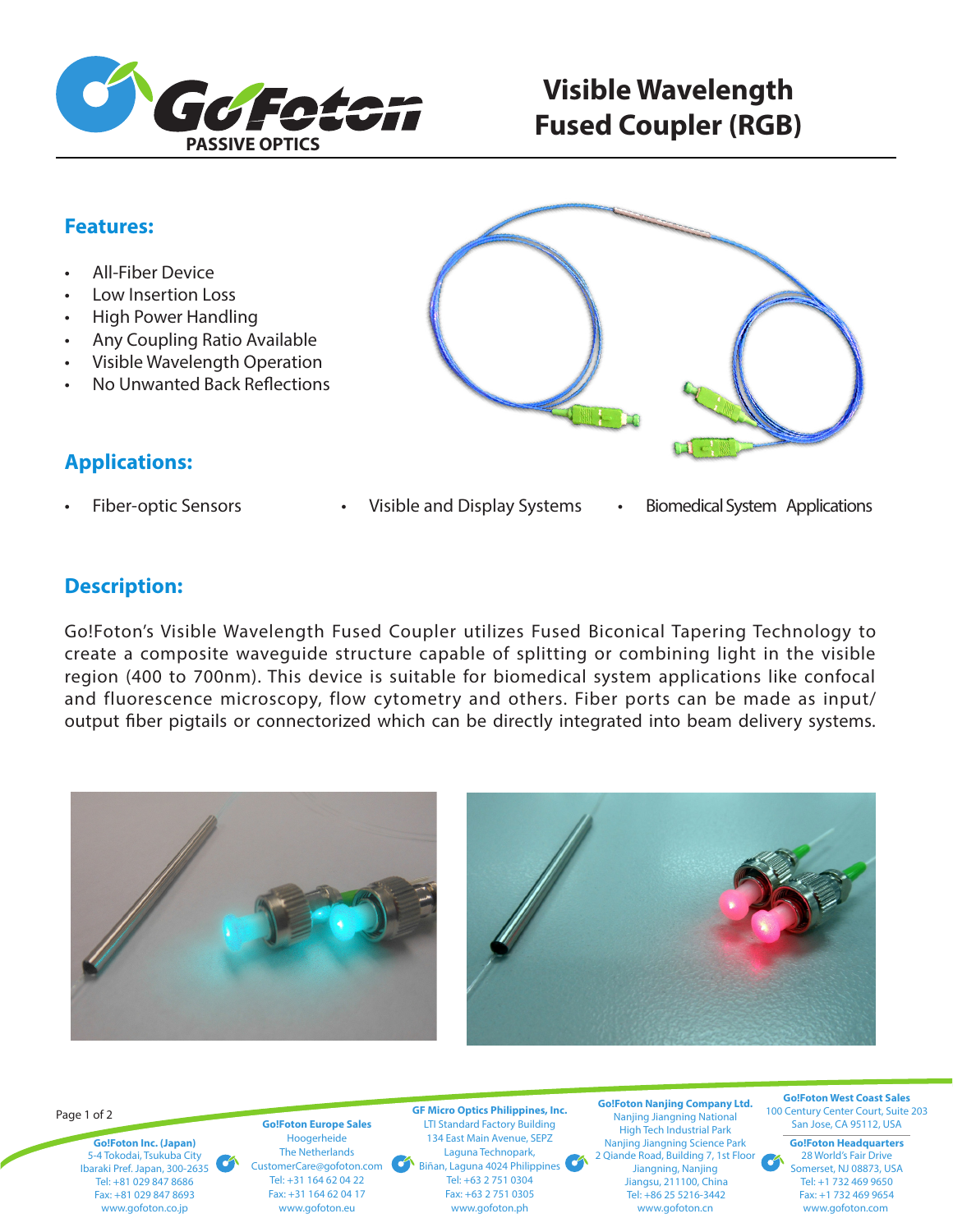Go!Foton PASSIVE OPTICS

# Visible Wavelength Fused Coupler (RGB)

## Features:

- All-Fiber Device
- Low Insertion Loss
- High Power Handling
- Any Coupling Ratio Available
- Visible Wavelength Operation
- No Unwanted Back Reflections

## Applications:

- Fiber-optic Sensors
- Visible and Display Systems
- Biomedical System Applications

## Description:

Go!Foton's Visible Wavelength Fused Coupler utilizes Fused Biconical Tapering Technology to create a composite waveguide structure capable of splitting or combining light in the visible region (400 to 700nm). This device is suitable for biomedical system applications like confocal and fluorescence microscopy, flow cytometry and others. Fiber ports can be made as input/output fiber pigtails or connectorized which can be directly integrated into beam delivery systems.

**Go!Foton Inc. (Japan)**
5-4 Tokodai, Tsukuba City
Ibaraki Pref. Japan, 300-2635
Tel: +81 029 847 8686
Fax: +81 029 847 8693
www.gofoton.co.jp

**Go!Foton Europe Sales**
Hoogerheide
The Netherlands
CustomerCare@gofoton.com
Tel: +31 164 62 04 22
Fax: +31 164 62 04 17
www.gofoton.eu

**GF Micro Optics Philippines, Inc.**
LTI Standard Factory Building
134 East Main Avenue, SEPZ
Laguna Technopark,
Biñan, Laguna 4024 Philippines
Tel: +63 2 751 0304
Fax: +63 2 751 0305
www.gofoton.ph

**Go!Foton Nanjing Company Ltd.**
Nanjing Jiangning National
High Tech Industrial Park
Nanjing Jiangning Science Park
2 Qiande Road, Building 7, 1st Floor
Jiangning, Nanjing
Jiangsu, 211100, China
Tel: +86 25 5216-3442
www.gofoton.cn

**Go!Foton West Coast Sales**
100 Century Center Court, Suite 203
San Jose, CA 95112, USA

**Go!Foton Headquarters**
28 World's Fair Drive
Somerset, NJ 08873, USA
Tel: +1 732 469 9650
Fax: +1 732 469 9654
www.gofoton.com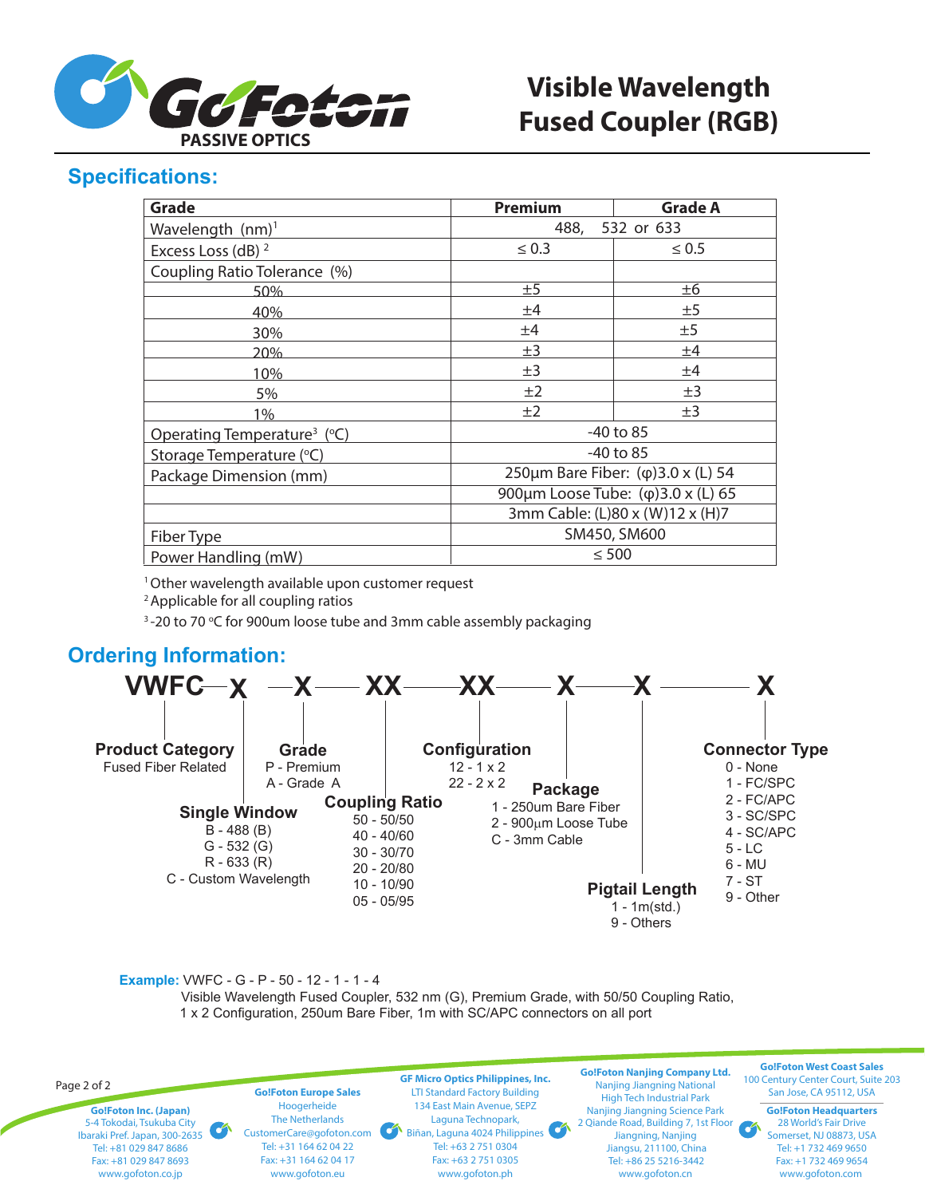# Visible Wavelength Fused Coupler (RGB)

## Specifications:

| Grade | Premium | Grade A |
|---|---|---|
| Wavelength (nm)[1] | 488, 532 or 633 | |
| Excess Loss (dB) [2] | ≤ 0.3 | ≤ 0.5 |
| Coupling Ratio Tolerance (%) | | |
| 50% | ±5 | ±6 |
| 40% | ±4 | ±5 |
| 30% | ±4 | ±5 |
| 20% | ±3 | ±4 |
| 10% | ±3 | ±4 |
| 5% | ±2 | ±3 |
| 1% | ±2 | ±3 |
| Operating Temperature[3] (°C) | -40 to 85 | |
| Storage Temperature (°C) | -40 to 85 | |
| Package Dimension (mm) | 250µm Bare Fiber: (φ)3.0 x (L) 54 | |
| | 900µm Loose Tube: (φ)3.0 x (L) 65 | |
| | 3mm Cable: (L)80 x (W)12 x (H)7 | |
| Fiber Type | SM450, SM600 | |
| Power Handling (mW) | ≤ 500 | |

[1] Other wavelength available upon customer request

[2] Applicable for all coupling ratios

[3] -20 to 70 °C for 900um loose tube and 3mm cable assembly packaging

## Ordering Information:

VWFC—X —X— XX—XX— X—X —X

**Product Category**
Fused Fiber Related

**Single Window**
B - 488 (B)
G - 532 (G)
R - 633 (R)
C - Custom Wavelength

**Grade**
P - Premium
A - Grade A

**Coupling Ratio**
50 - 50/50
40 - 40/60
30 - 30/70
20 - 20/80
10 - 10/90
05 - 05/95

**Configuration**
12 - 1 x 2
22 - 2 x 2

**Package**
1 - 250um Bare Fiber
2 - 900µm Loose Tube
C - 3mm Cable

**Pigtail Length**
1 - 1m(std.)
9 - Others

**Connector Type**
0 - None
1 - FC/SPC
2 - FC/APC
3 - SC/SPC
4 - SC/APC
5 - LC
6 - MU
7 - ST
9 - Other

**Example:** VWFC - G - P - 50 - 12 - 1 - 1 - 4
Visible Wavelength Fused Coupler, 532 nm (G), Premium Grade, with 50/50 Coupling Ratio, 1 x 2 Configuration, 250um Bare Fiber, 1m with SC/APC connectors on all port

**Go!Foton Inc. (Japan)**
5-4 Tokodai, Tsukuba City
Ibaraki Pref. Japan, 300-2635
Tel: +81 029 847 8686
Fax: +81 029 847 8693
www.gofoton.co.jp

**Go!Foton Europe Sales**
Hoogerheide
The Netherlands
CustomerCare@gofoton.com
Tel: +31 164 62 04 22
Fax: +31 164 62 04 17
www.gofoton.eu

**GF Micro Optics Philippines, Inc.**
LTI Standard Factory Building
134 East Main Avenue, SEPZ
Laguna Technopark,
Biñan, Laguna 4024 Philippines
Tel: +63 2 751 0304
Fax: +63 2 751 0305
www.gofoton.ph

**Go!Foton Nanjing Company Ltd.**
Nanjing Jiangning National
High Tech Industrial Park
Nanjing Jiangning Science Park
2 Qiande Road, Building 7, 1st Floor
Jiangning, Nanjing
Jiangsu, 211100, China
Tel: +86 25 5216-3442
www.gofoton.cn

**Go!Foton West Coast Sales**
100 Century Center Court, Suite 203
San Jose, CA 95112, USA

**Go!Foton Headquarters**
28 World's Fair Drive
Somerset, NJ 08873, USA
Tel: +1 732 469 9650
Fax: +1 732 469 9654
www.gofoton.com